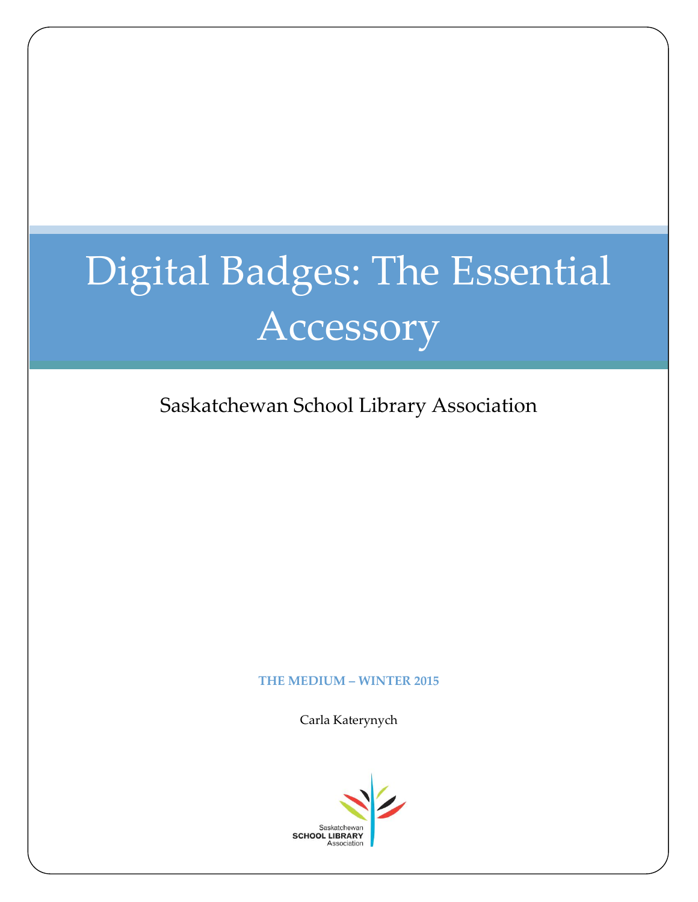# Digital Badges: The Essential Accessory

Saskatchewan School Library Association

**THE MEDIUM – WINTER 2015**

Carla Katerynych

Saskatchewan
SCHOOL LIBRARY
Association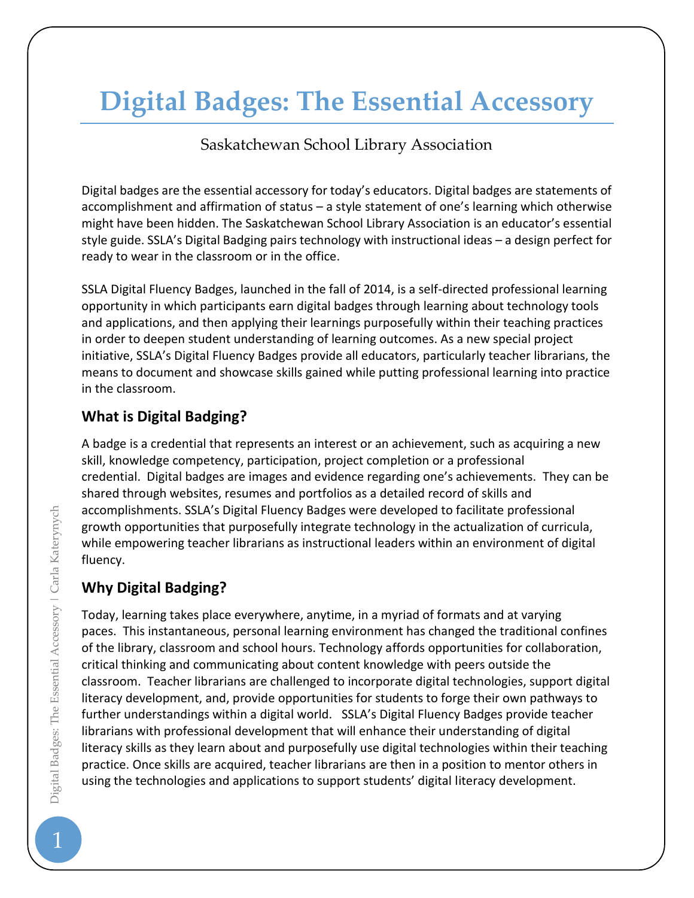# Digital Badges: The Essential Accessory

Saskatchewan School Library Association

Digital badges are the essential accessory for today's educators. Digital badges are statements of accomplishment and affirmation of status – a style statement of one's learning which otherwise might have been hidden. The Saskatchewan School Library Association is an educator's essential style guide. SSLA's Digital Badging pairs technology with instructional ideas – a design perfect for ready to wear in the classroom or in the office.

SSLA Digital Fluency Badges, launched in the fall of 2014, is a self-directed professional learning opportunity in which participants earn digital badges through learning about technology tools and applications, and then applying their learnings purposefully within their teaching practices in order to deepen student understanding of learning outcomes. As a new special project initiative, SSLA's Digital Fluency Badges provide all educators, particularly teacher librarians, the means to document and showcase skills gained while putting professional learning into practice in the classroom.

## What is Digital Badging?

A badge is a credential that represents an interest or an achievement, such as acquiring a new skill, knowledge competency, participation, project completion or a professional credential. Digital badges are images and evidence regarding one's achievements. They can be shared through websites, resumes and portfolios as a detailed record of skills and accomplishments. SSLA's Digital Fluency Badges were developed to facilitate professional growth opportunities that purposefully integrate technology in the actualization of curricula, while empowering teacher librarians as instructional leaders within an environment of digital fluency.

## Why Digital Badging?

Today, learning takes place everywhere, anytime, in a myriad of formats and at varying paces. This instantaneous, personal learning environment has changed the traditional confines of the library, classroom and school hours. Technology affords opportunities for collaboration, critical thinking and communicating about content knowledge with peers outside the classroom. Teacher librarians are challenged to incorporate digital technologies, support digital literacy development, and, provide opportunities for students to forge their own pathways to further understandings within a digital world. SSLA's Digital Fluency Badges provide teacher librarians with professional development that will enhance their understanding of digital literacy skills as they learn about and purposefully use digital technologies within their teaching practice. Once skills are acquired, teacher librarians are then in a position to mentor others in using the technologies and applications to support students' digital literacy development.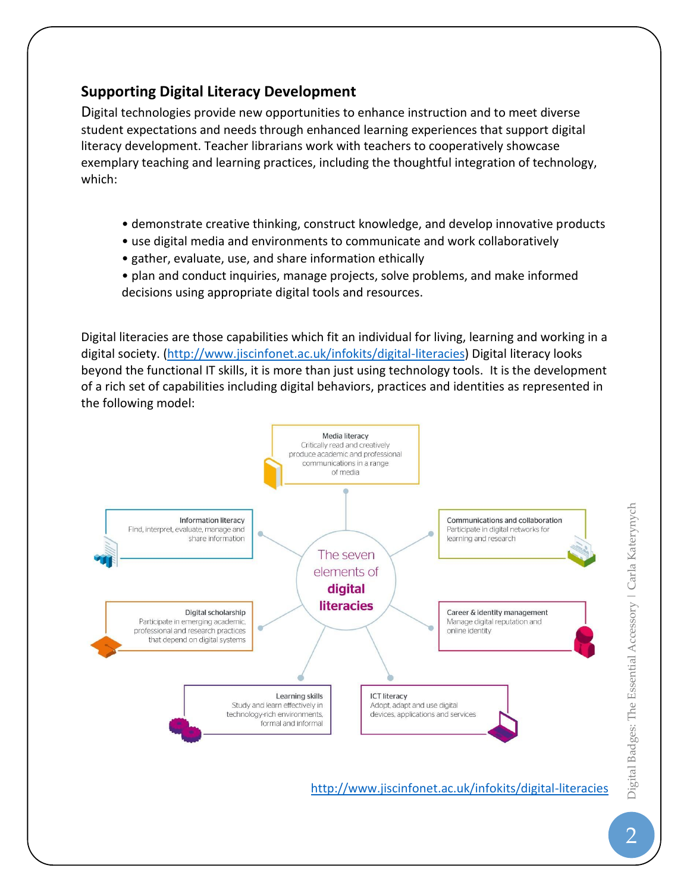## Supporting Digital Literacy Development

Digital technologies provide new opportunities to enhance instruction and to meet diverse student expectations and needs through enhanced learning experiences that support digital literacy development. Teacher librarians work with teachers to cooperatively showcase exemplary teaching and learning practices, including the thoughtful integration of technology, which:

- demonstrate creative thinking, construct knowledge, and develop innovative products
- use digital media and environments to communicate and work collaboratively
- gather, evaluate, use, and share information ethically
- plan and conduct inquiries, manage projects, solve problems, and make informed decisions using appropriate digital tools and resources.

Digital literacies are those capabilities which fit an individual for living, learning and working in a digital society. (http://www.jiscinfonet.ac.uk/infokits/digital-literacies) Digital literacy looks beyond the functional IT skills, it is more than just using technology tools. It is the development of a rich set of capabilities including digital behaviors, practices and identities as represented in the following model:

**The seven elements of digital literacies**

- **Media literacy**: Critically read and creatively produce academic and professional communications in a range of media
- **Communications and collaboration**: Participate in digital networks for learning and research
- **Career & identity management**: Manage digital reputation and online identity
- **ICT literacy**: Adopt, adapt and use digital devices, applications and services
- **Learning skills**: Study and learn effectively in technology-rich environments, formal and informal
- **Digital scholarship**: Participate in emerging academic, professional and research practices that depend on digital systems
- **Information literacy**: Find, interpret, evaluate, manage and share information

http://www.jiscinfonet.ac.uk/infokits/digital-literacies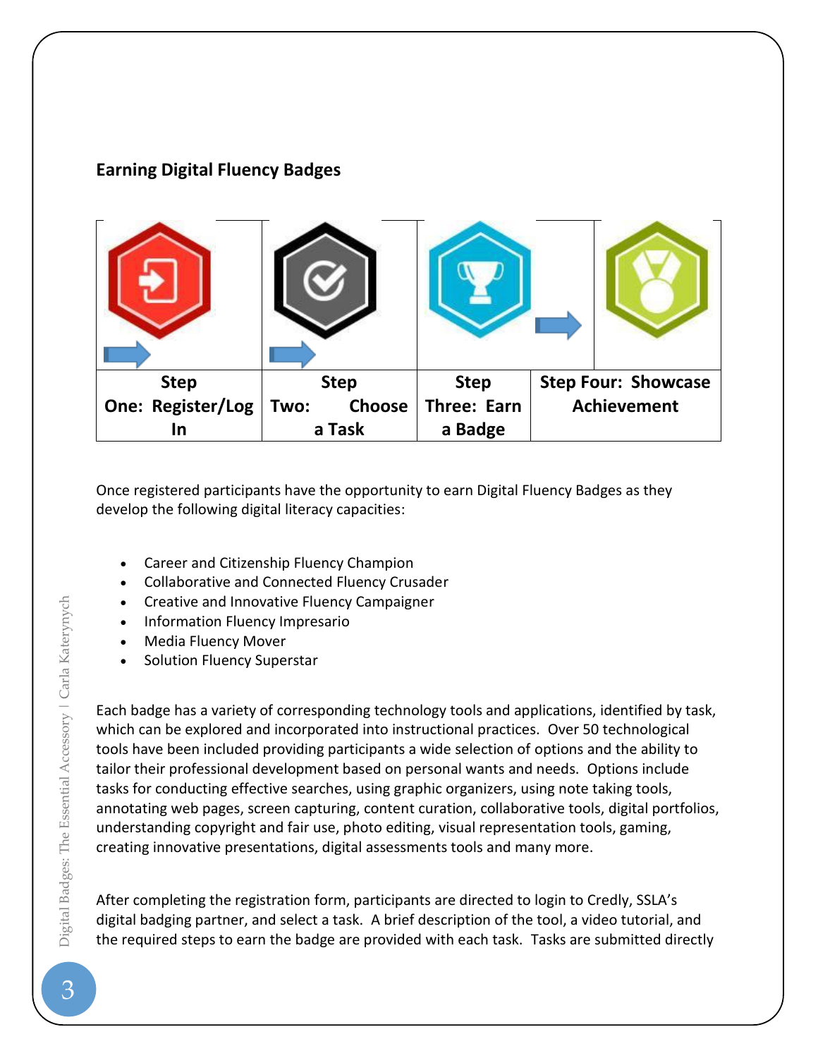## Earning Digital Fluency Badges

| Step One: Register/Log In | Step Two: Choose a Task | Step Three: Earn a Badge | Step Four: Showcase Achievement |
|---|---|---|---|

Once registered participants have the opportunity to earn Digital Fluency Badges as they develop the following digital literacy capacities:

- Career and Citizenship Fluency Champion
- Collaborative and Connected Fluency Crusader
- Creative and Innovative Fluency Campaigner
- Information Fluency Impresario
- Media Fluency Mover
- Solution Fluency Superstar

Each badge has a variety of corresponding technology tools and applications, identified by task, which can be explored and incorporated into instructional practices. Over 50 technological tools have been included providing participants a wide selection of options and the ability to tailor their professional development based on personal wants and needs. Options include tasks for conducting effective searches, using graphic organizers, using note taking tools, annotating web pages, screen capturing, content curation, collaborative tools, digital portfolios, understanding copyright and fair use, photo editing, visual representation tools, gaming, creating innovative presentations, digital assessments tools and many more.

After completing the registration form, participants are directed to login to Credly, SSLA's digital badging partner, and select a task. A brief description of the tool, a video tutorial, and the required steps to earn the badge are provided with each task. Tasks are submitted directly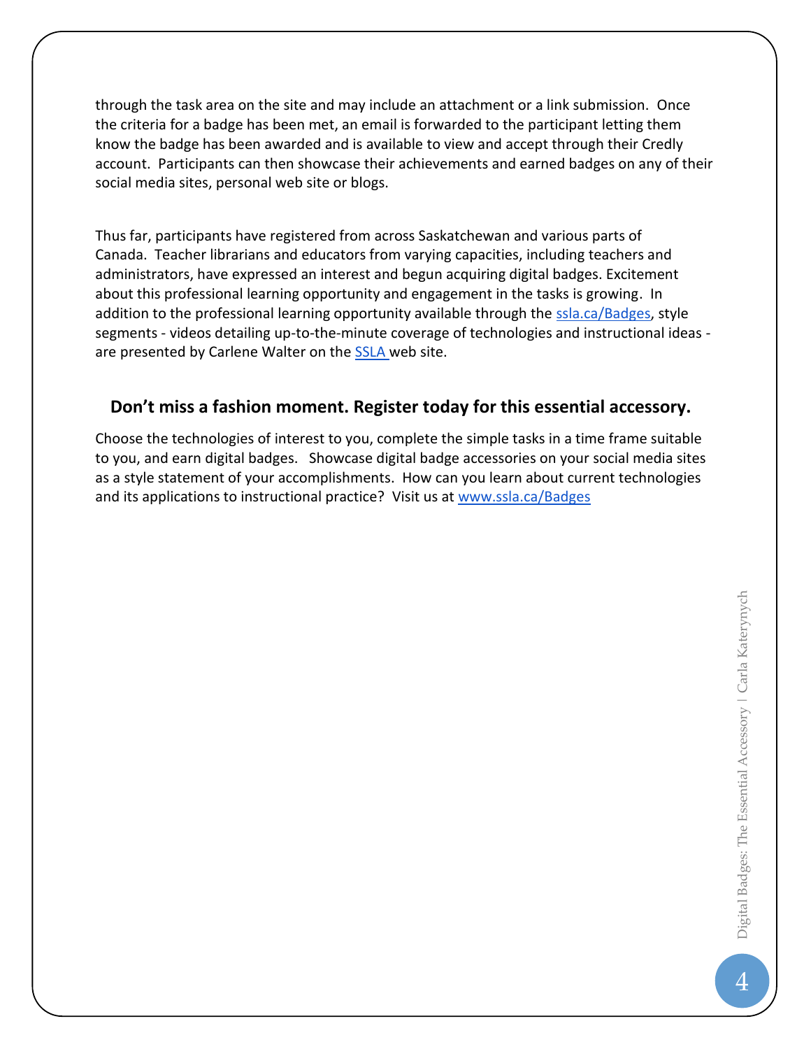through the task area on the site and may include an attachment or a link submission. Once the criteria for a badge has been met, an email is forwarded to the participant letting them know the badge has been awarded and is available to view and accept through their Credly account. Participants can then showcase their achievements and earned badges on any of their social media sites, personal web site or blogs.

Thus far, participants have registered from across Saskatchewan and various parts of Canada. Teacher librarians and educators from varying capacities, including teachers and administrators, have expressed an interest and begun acquiring digital badges. Excitement about this professional learning opportunity and engagement in the tasks is growing. In addition to the professional learning opportunity available through the [ssla.ca/Badges](ssla.ca/Badges), style segments - videos detailing up-to-the-minute coverage of technologies and instructional ideas - are presented by Carlene Walter on the SSLA web site.

### Don't miss a fashion moment. Register today for this essential accessory.

Choose the technologies of interest to you, complete the simple tasks in a time frame suitable to you, and earn digital badges. Showcase digital badge accessories on your social media sites as a style statement of your accomplishments. How can you learn about current technologies and its applications to instructional practice? Visit us at [www.ssla.ca/Badges](www.ssla.ca/Badges)